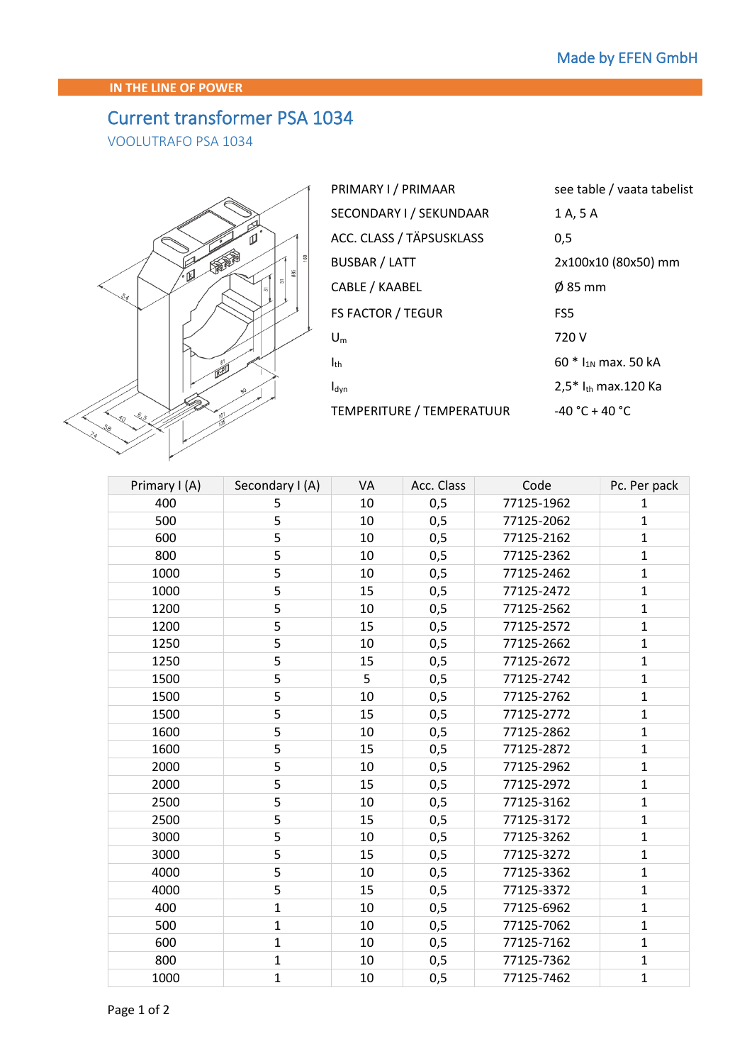Made by EFEN GmbH

IN THE LINE OF POWER

# Current transformer PSA 1034

VOOLUTRAFO PSA 1034

| | |
|---|---|
| PRIMARY I / PRIMAAR | see table / vaata tabelist |
| SECONDARY I / SEKUNDAAR | 1 A, 5 A |
| ACC. CLASS / TÄPSUSKLASS | 0,5 |
| BUSBAR / LATT | 2x100x10 (80x50) mm |
| CABLE / KAABEL | Ø 85 mm |
| FS FACTOR / TEGUR | FS5 |
| $U_m$ | 720 V |
| $I_{th}$ | 60 * $I_{1N}$ max. 50 kA |
| $I_{dyn}$ | 2,5* $I_{th}$ max.120 Ka |
| TEMPERITURE / TEMPERATUUR | -40 °C + 40 °C |

| Primary I (A) | Secondary I (A) | VA | Acc. Class | Code | Pc. Per pack |
|---|---|---|---|---|---|
| 400 | 5 | 10 | 0,5 | 77125-1962 | 1 |
| 500 | 5 | 10 | 0,5 | 77125-2062 | 1 |
| 600 | 5 | 10 | 0,5 | 77125-2162 | 1 |
| 800 | 5 | 10 | 0,5 | 77125-2362 | 1 |
| 1000 | 5 | 10 | 0,5 | 77125-2462 | 1 |
| 1000 | 5 | 15 | 0,5 | 77125-2472 | 1 |
| 1200 | 5 | 10 | 0,5 | 77125-2562 | 1 |
| 1200 | 5 | 15 | 0,5 | 77125-2572 | 1 |
| 1250 | 5 | 10 | 0,5 | 77125-2662 | 1 |
| 1250 | 5 | 15 | 0,5 | 77125-2672 | 1 |
| 1500 | 5 | 5 | 0,5 | 77125-2742 | 1 |
| 1500 | 5 | 10 | 0,5 | 77125-2762 | 1 |
| 1500 | 5 | 15 | 0,5 | 77125-2772 | 1 |
| 1600 | 5 | 10 | 0,5 | 77125-2862 | 1 |
| 1600 | 5 | 15 | 0,5 | 77125-2872 | 1 |
| 2000 | 5 | 10 | 0,5 | 77125-2962 | 1 |
| 2000 | 5 | 15 | 0,5 | 77125-2972 | 1 |
| 2500 | 5 | 10 | 0,5 | 77125-3162 | 1 |
| 2500 | 5 | 15 | 0,5 | 77125-3172 | 1 |
| 3000 | 5 | 10 | 0,5 | 77125-3262 | 1 |
| 3000 | 5 | 15 | 0,5 | 77125-3272 | 1 |
| 4000 | 5 | 10 | 0,5 | 77125-3362 | 1 |
| 4000 | 5 | 15 | 0,5 | 77125-3372 | 1 |
| 400 | 1 | 10 | 0,5 | 77125-6962 | 1 |
| 500 | 1 | 10 | 0,5 | 77125-7062 | 1 |
| 600 | 1 | 10 | 0,5 | 77125-7162 | 1 |
| 800 | 1 | 10 | 0,5 | 77125-7362 | 1 |
| 1000 | 1 | 10 | 0,5 | 77125-7462 | 1 |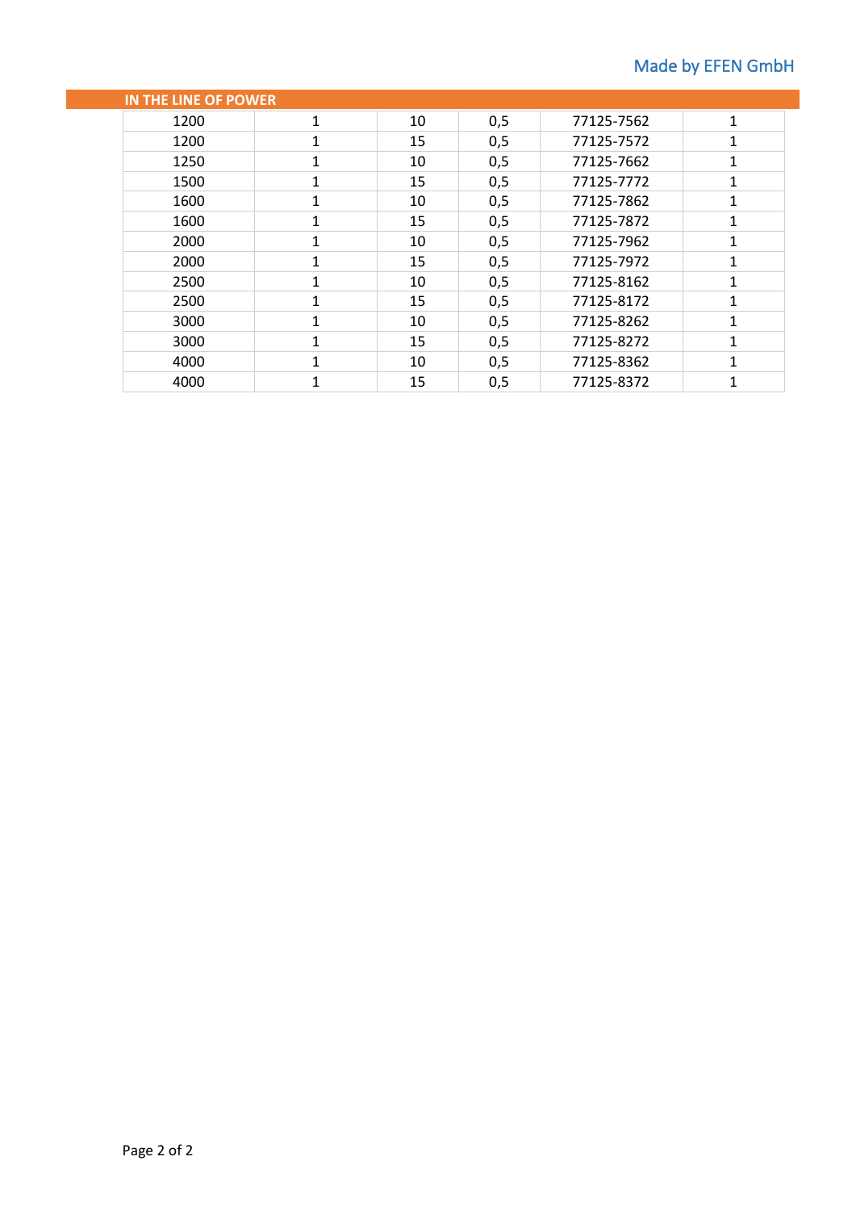## IN THE LINE OF POWER

| | | | | | |
|---|---|---|---|---|---|
| 1200 | 1 | 10 | 0,5 | 77125-7562 | 1 |
| 1200 | 1 | 15 | 0,5 | 77125-7572 | 1 |
| 1250 | 1 | 10 | 0,5 | 77125-7662 | 1 |
| 1500 | 1 | 15 | 0,5 | 77125-7772 | 1 |
| 1600 | 1 | 10 | 0,5 | 77125-7862 | 1 |
| 1600 | 1 | 15 | 0,5 | 77125-7872 | 1 |
| 2000 | 1 | 10 | 0,5 | 77125-7962 | 1 |
| 2000 | 1 | 15 | 0,5 | 77125-7972 | 1 |
| 2500 | 1 | 10 | 0,5 | 77125-8162 | 1 |
| 2500 | 1 | 15 | 0,5 | 77125-8172 | 1 |
| 3000 | 1 | 10 | 0,5 | 77125-8262 | 1 |
| 3000 | 1 | 15 | 0,5 | 77125-8272 | 1 |
| 4000 | 1 | 10 | 0,5 | 77125-8362 | 1 |
| 4000 | 1 | 15 | 0,5 | 77125-8372 | 1 |